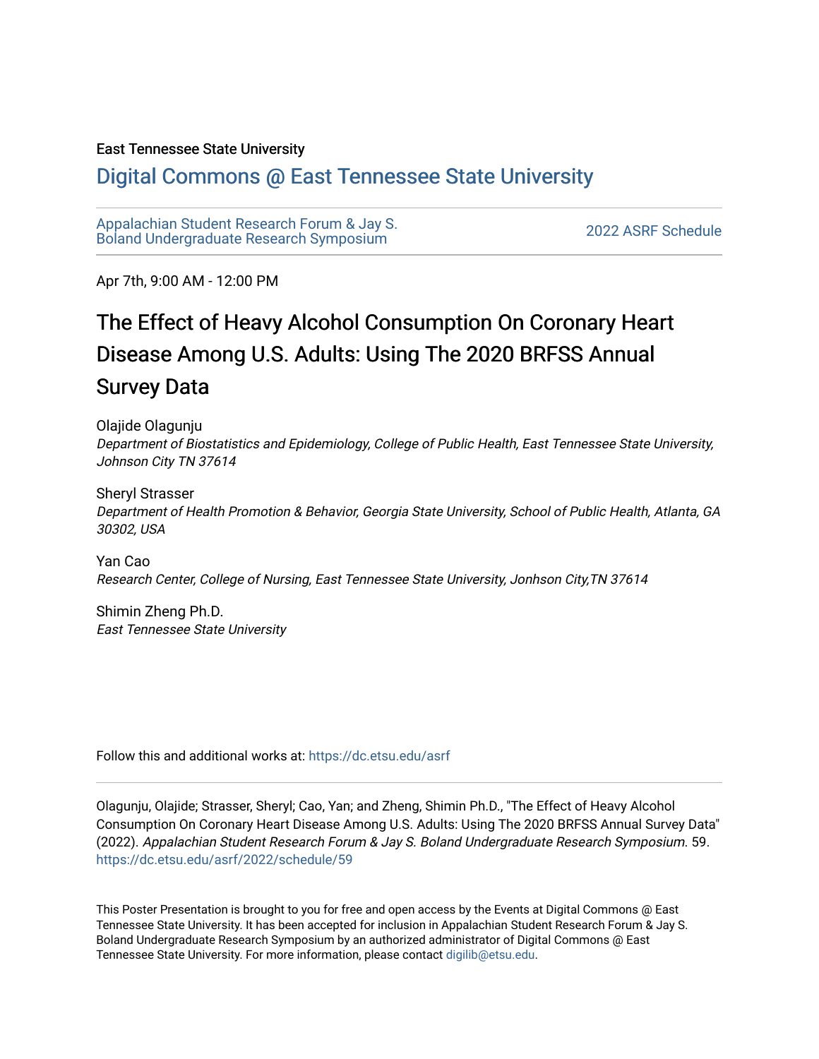East Tennessee State University

# Digital Commons @ East Tennessee State University

Appalachian Student Research Forum & Jay S. Boland Undergraduate Research Symposium

2022 ASRF Schedule

Apr 7th, 9:00 AM - 12:00 PM

## The Effect of Heavy Alcohol Consumption On Coronary Heart Disease Among U.S. Adults: Using The 2020 BRFSS Annual Survey Data

Olajide Olagunju
*Department of Biostatistics and Epidemiology, College of Public Health, East Tennessee State University, Johnson City TN 37614*

Sheryl Strasser
*Department of Health Promotion & Behavior, Georgia State University, School of Public Health, Atlanta, GA 30302, USA*

Yan Cao
*Research Center, College of Nursing, East Tennessee State University, Jonhson City,TN 37614*

Shimin Zheng Ph.D.
*East Tennessee State University*

Follow this and additional works at: https://dc.etsu.edu/asrf

Olagunju, Olajide; Strasser, Sheryl; Cao, Yan; and Zheng, Shimin Ph.D., "The Effect of Heavy Alcohol Consumption On Coronary Heart Disease Among U.S. Adults: Using The 2020 BRFSS Annual Survey Data" (2022). *Appalachian Student Research Forum & Jay S. Boland Undergraduate Research Symposium*. 59. https://dc.etsu.edu/asrf/2022/schedule/59

This Poster Presentation is brought to you for free and open access by the Events at Digital Commons @ East Tennessee State University. It has been accepted for inclusion in Appalachian Student Research Forum & Jay S. Boland Undergraduate Research Symposium by an authorized administrator of Digital Commons @ East Tennessee State University. For more information, please contact digilib@etsu.edu.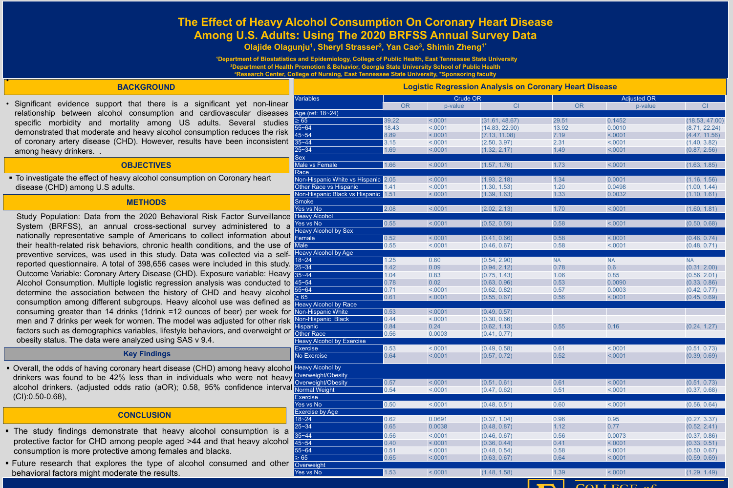# The Effect of Heavy Alcohol Consumption On Coronary Heart Disease Among U.S. Adults: Using The 2020 BRFSS Annual Survey Data

**Olajide Olagunju[1], Sheryl Strasser[2], Yan Cao[3], Shimin Zheng[1*]**

[1]Department of Biostatistics and Epidemiology, College of Public Health, East Tennessee State University
[2]Department of Health Promotion & Behavior, Georgia State University School of Public Health
[3]Research Center, College of Nursing, East Tennessee State University, *Sponsoring faculty

## BACKGROUND

- Significant evidence support that there is a significant yet non-linear relationship between alcohol consumption and cardiovascular diseases specific morbidity and mortality among US adults. Several studies demonstrated that moderate and heavy alcohol consumption reduces the risk of coronary artery disease (CHD). However, results have been inconsistent among heavy drinkers. .

## OBJECTIVES

- To investigate the effect of heavy alcohol consumption on Coronary heart disease (CHD) among U.S adults.

## METHODS

Study Population: Data from the 2020 Behavioral Risk Factor Surveillance System (BRFSS), an annual cross-sectional survey administered to a nationally representative sample of Americans to collect information about their health-related risk behaviors, chronic health conditions, and the use of preventive services, was used in this study. Data was collected via a self-reported questionnaire. A total of 398,656 cases were included in this study. Outcome Variable: Coronary Artery Disease (CHD). Exposure variable: Heavy Alcohol Consumption. Multiple logistic regression analysis was conducted to determine the association between the history of CHD and heavy alcohol consumption among different subgroups. Heavy alcohol use was defined as consuming greater than 14 drinks (1drink =12 ounces of beer) per week for men and 7 drinks per week for women. The model was adjusted for other risk factors such as demographics variables, lifestyle behaviors, and overweight or obesity status. The data were analyzed using SAS v 9.4.

## Key Findings

- Overall, the odds of having coronary heart disease (CHD) among heavy alcohol drinkers was found to be 42% less than in individuals who were not heavy alcohol drinkers. (adjusted odds ratio (aOR); 0.58, 95% confidence interval (CI):0.50-0.68),

## CONCLUSION

- The study findings demonstrate that heavy alcohol consumption is a protective factor for CHD among people aged >44 and that heavy alcohol consumption is more protective among females and blacks.
- Future research that explores the type of alcohol consumed and other behavioral factors might moderate the results.

## Logistic Regression Analysis on Coronary Heart Disease

| Variables | Crude OR | | | Adjusted OR | | |
|---|---|---|---|---|---|---|
| | OR | p-value | CI | OR | p-value | CI |
| **Age (ref: 18~24)** | | | | | | |
| ≥ 65 | 39.22 | <.0001 | (31.61, 48.67) | 29.51 | 0.1452 | (18.53, 47.00) |
| 55~64 | 18.43 | <.0001 | (14.83, 22.90) | 13.92 | 0.0010 | (8.71, 22.24) |
| 45~54 | 8.89 | <.0001 | (7.13, 11.08) | 7.19 | <.0001 | (4.47, 11.56) |
| 35~44 | 3.15 | <.0001 | (2.50, 3.97) | 2.31 | <.0001 | (1.40, 3.82) |
| 25~34 | 1.69 | <.0001 | (1.32, 2.17) | 1.49 | <.0001 | (0.87, 2.56) |
| **Sex** | | | | | | |
| Male vs Female | 1.66 | <.0001 | (1.57, 1.76) | 1.73 | <.0001 | (1.63, 1.85) |
| **Race** | | | | | | |
| Non-Hispanic White vs Hispanic | 2.05 | <.0001 | (1.93, 2.18) | 1.34 | 0.0001 | (1.16, 1.56) |
| Other Race vs Hispanic | 1.41 | <.0001 | (1.30, 1.53) | 1.20 | 0.0498 | (1.00, 1.44) |
| Non-Hispanic Black vs Hispanic | 1.51 | <.0001 | (1.39, 1.63) | 1.33 | 0.0032 | (1.10, 1.61) |
| **Smoke** | | | | | | |
| Yes vs No | 2.08 | <.0001 | (2.02, 2.13) | 1.70 | <.0001 | (1.60, 1.81) |
| **Heavy Alcohol** | | | | | | |
| Yes vs No | 0.55 | <.0001 | (0.52, 0.59) | 0.58 | <.0001 | (0.50, 0.68) |
| **Heavy Alcohol by Sex** | | | | | | |
| Female | 0.52 | <.0001 | (0.41, 0.66) | 0.58 | <.0001 | (0.46, 0.74) |
| Male | 0.55 | <.0001 | (0.46, 0.67) | 0.58 | <.0001 | (0.48, 0.71) |
| **Heavy Alcohol by Age** | | | | | | |
| 18~24 | 1.25 | 0.60 | (0.54, 2.90) | NA | NA | NA |
| 25~34 | 1.42 | 0.09 | (0.94, 2.12) | 0.78 | 0.6 | (0.31, 2.00) |
| 35~44 | 1.04 | 0.83 | (0.75, 1.43) | 1.06 | 0.85 | (0.56, 2.01) |
| 45~54 | 0.78 | 0.02 | (0.63, 0.96) | 0.53 | 0.0090 | (0.33, 0.86) |
| 55~64 | 0.71 | <.0001 | (0.62, 0.82) | 0.57 | 0.0003 | (0.42, 0.77) |
| ≥ 65 | 0.61 | <.0001 | (0.55, 0.67) | 0.56 | <.0001 | (0.45, 0.69) |
| **Heavy Alcohol by Race** | | | | | | |
| Non-Hispanic White | 0.53 | <.0001 | (0.49, 0.57) | | | |
| Non-Hispanic Black | 0.44 | <.0001 | (0.30, 0.66) | | | |
| Hispanic | 0.84 | 0.24 | (0.62, 1.13) | 0.55 | 0.16 | (0.24, 1.27) |
| Other Race | 0.56 | 0.0003 | (0.41, 0.77) | | | |
| **Heavy Alcohol by Exercise** | | | | | | |
| Exercise | 0.53 | <.0001 | (0.49, 0.58) | 0.61 | <.0001 | (0.51, 0.73) |
| No Exercise | 0.64 | <.0001 | (0.57, 0.72) | 0.52 | <.0001 | (0.39, 0.69) |
| **Heavy Alcohol by Overweight/Obesity** | | | | | | |
| Overweight/Obesity | 0.57 | <.0001 | (0.51, 0.61) | 0.61 | <.0001 | (0.51, 0.73) |
| Normal Weight | 0.54 | <.0001 | (0.47, 0.62) | 0.51 | <.0001 | (0.37, 0.68) |
| **Exercise** | | | | | | |
| Yes vs No | 0.50 | <.0001 | (0.48, 0.51) | 0.60 | <.0001 | (0.56, 0.64) |
| **Exercise by Age** | | | | | | |
| 18~24 | 0.62 | 0.0691 | (0.37, 1.04) | 0.96 | 0.95 | (0.27, 3.37) |
| 25~34 | 0.65 | 0.0038 | (0.48, 0.87) | 1.12 | 0.77 | (0.52, 2.41) |
| 35~44 | 0.56 | <.0001 | (0.46, 0.67) | 0.56 | 0.0073 | (0.37, 0.86) |
| 45~54 | 0.40 | <.0001 | (0.36, 0.44) | 0.41 | <.0001 | (0.33, 0.51) |
| 55~64 | 0.51 | <.0001 | (0.48, 0.54) | 0.58 | <.0001 | (0.50, 0.67) |
| ≥ 65 | 0.65 | <.0001 | (0.63, 0.67) | 0.64 | <.0001 | (0.59, 0.69) |
| **Overweight** | | | | | | |
| Yes vs No | 1.53 | <.0001 | (1.48, 1.58) | 1.39 | <.0001 | (1.29, 1.49) |